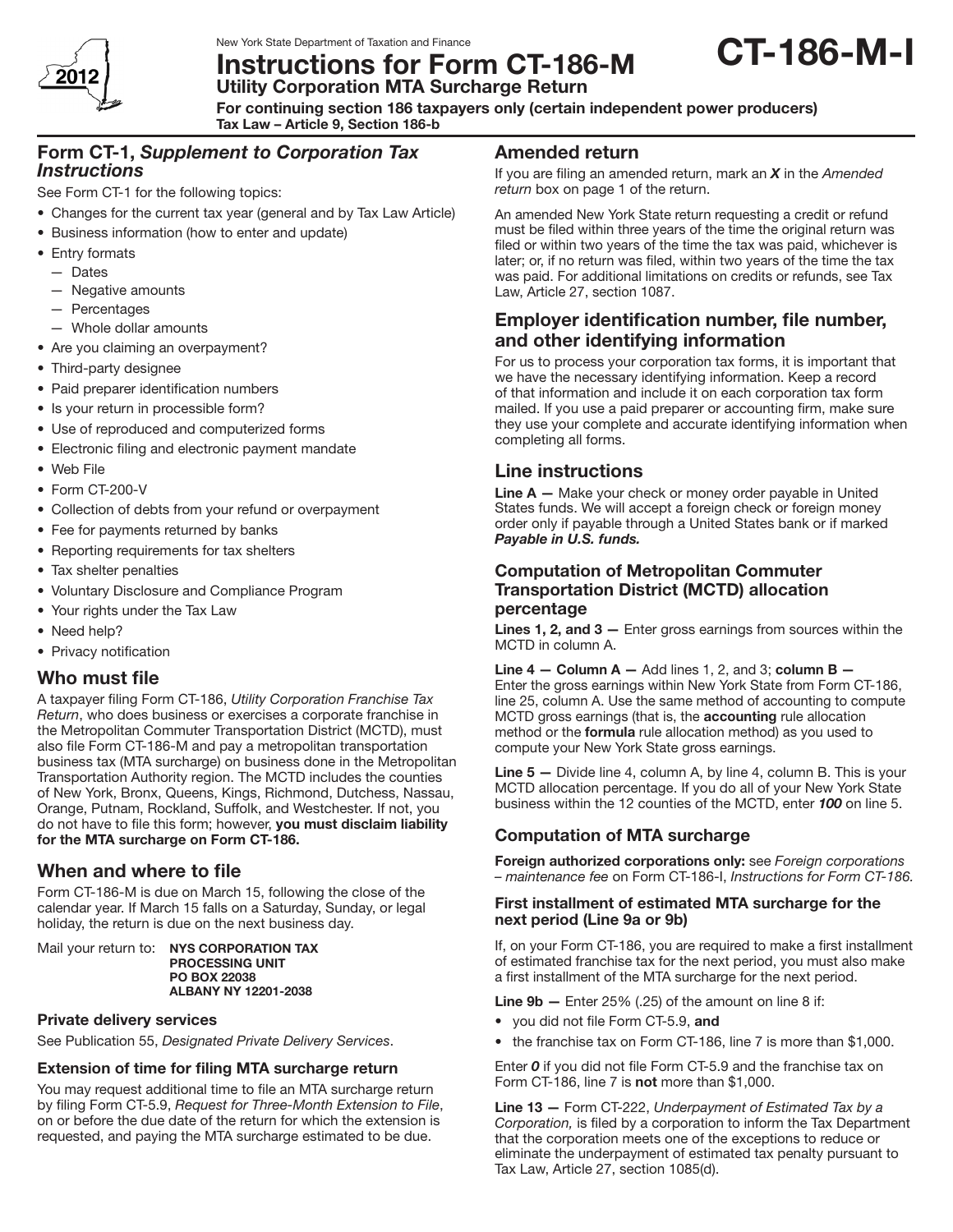New York State Department of Taxation and Finance

# Instructions for Form CT-186-M

**CT-186-M-I**

## Utility Corporation MTA Surcharge Return

**For continuing section 186 taxpayers only (certain independent power producers)**

**Tax Law – Article 9, Section 186-b**

2012

## Form CT-1, *Supplement to Corporation Tax Instructions*

See Form CT-1 for the following topics:

- Changes for the current tax year (general and by Tax Law Article)
- Business information (how to enter and update)
- Entry formats
  - Dates
  - Negative amounts
  - Percentages
  - Whole dollar amounts
- Are you claiming an overpayment?
- Third-party designee
- Paid preparer identification numbers
- Is your return in processible form?
- Use of reproduced and computerized forms
- Electronic filing and electronic payment mandate
- Web File
- Form CT-200-V
- Collection of debts from your refund or overpayment
- Fee for payments returned by banks
- Reporting requirements for tax shelters
- Tax shelter penalties
- Voluntary Disclosure and Compliance Program
- Your rights under the Tax Law
- Need help?
- Privacy notification

## Who must file

A taxpayer filing Form CT-186, *Utility Corporation Franchise Tax Return*, who does business or exercises a corporate franchise in the Metropolitan Commuter Transportation District (MCTD), must also file Form CT-186-M and pay a metropolitan transportation business tax (MTA surcharge) on business done in the Metropolitan Transportation Authority region. The MCTD includes the counties of New York, Bronx, Queens, Kings, Richmond, Dutchess, Nassau, Orange, Putnam, Rockland, Suffolk, and Westchester. If not, you do not have to file this form; however, **you must disclaim liability for the MTA surcharge on Form CT-186.**

## When and where to file

Form CT-186-M is due on March 15, following the close of the calendar year. If March 15 falls on a Saturday, Sunday, or legal holiday, the return is due on the next business day.

Mail your return to: **NYS CORPORATION TAX PROCESSING UNIT**
**PO BOX 22038**
**ALBANY NY 12201-2038**

### Private delivery services

See Publication 55, *Designated Private Delivery Services*.

### Extension of time for filing MTA surcharge return

You may request additional time to file an MTA surcharge return by filing Form CT-5.9, *Request for Three-Month Extension to File*, on or before the due date of the return for which the extension is requested, and paying the MTA surcharge estimated to be due.

## Amended return

If you are filing an amended return, mark an ***X*** in the *Amended return* box on page 1 of the return.

An amended New York State return requesting a credit or refund must be filed within three years of the time the original return was filed or within two years of the time the tax was paid, whichever is later; or, if no return was filed, within two years of the time the tax was paid. For additional limitations on credits or refunds, see Tax Law, Article 27, section 1087.

## Employer identification number, file number, and other identifying information

For us to process your corporation tax forms, it is important that we have the necessary identifying information. Keep a record of that information and include it on each corporation tax form mailed. If you use a paid preparer or accounting firm, make sure they use your complete and accurate identifying information when completing all forms.

## Line instructions

**Line A —** Make your check or money order payable in United States funds. We will accept a foreign check or foreign money order only if payable through a United States bank or if marked ***Payable in U.S. funds.***

### Computation of Metropolitan Commuter Transportation District (MCTD) allocation percentage

**Lines 1, 2, and 3 —** Enter gross earnings from sources within the MCTD in column A.

**Line 4 — Column A —** Add lines 1, 2, and 3; **column B —** Enter the gross earnings within New York State from Form CT-186, line 25, column A. Use the same method of accounting to compute MCTD gross earnings (that is, the **accounting** rule allocation method or the **formula** rule allocation method) as you used to compute your New York State gross earnings.

**Line 5 —** Divide line 4, column A, by line 4, column B. This is your MCTD allocation percentage. If you do all of your New York State business within the 12 counties of the MCTD, enter ***100*** on line 5.

## Computation of MTA surcharge

**Foreign authorized corporations only:** see *Foreign corporations – maintenance fee* on Form CT-186-I, *Instructions for Form CT-186.*

### First installment of estimated MTA surcharge for the next period (Line 9a or 9b)

If, on your Form CT-186, you are required to make a first installment of estimated franchise tax for the next period, you must also make a first installment of the MTA surcharge for the next period.

**Line 9b —** Enter 25% (.25) of the amount on line 8 if:

- you did not file Form CT-5.9, **and**
- the franchise tax on Form CT-186, line 7 is more than $1,000.

Enter ***0*** if you did not file Form CT-5.9 and the franchise tax on Form CT-186, line 7 is **not** more than $1,000.

**Line 13 —** Form CT-222, *Underpayment of Estimated Tax by a Corporation,* is filed by a corporation to inform the Tax Department that the corporation meets one of the exceptions to reduce or eliminate the underpayment of estimated tax penalty pursuant to Tax Law, Article 27, section 1085(d).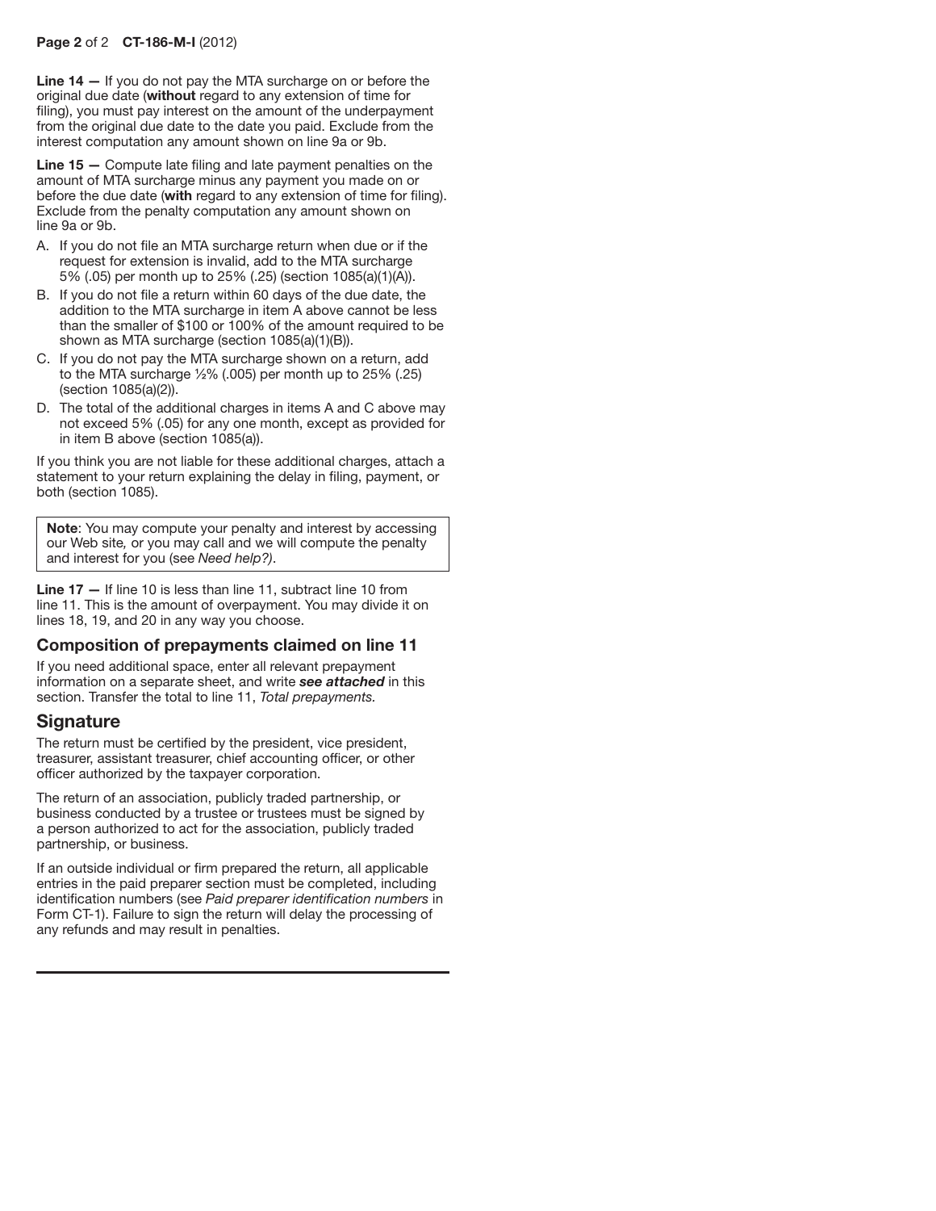**Line 14 —** If you do not pay the MTA surcharge on or before the original due date (**without** regard to any extension of time for filing), you must pay interest on the amount of the underpayment from the original due date to the date you paid. Exclude from the interest computation any amount shown on line 9a or 9b.

**Line 15 —** Compute late filing and late payment penalties on the amount of MTA surcharge minus any payment you made on or before the due date (**with** regard to any extension of time for filing). Exclude from the penalty computation any amount shown on line 9a or 9b.

A. If you do not file an MTA surcharge return when due or if the request for extension is invalid, add to the MTA surcharge 5% (.05) per month up to 25% (.25) (section 1085(a)(1)(A)).
B. If you do not file a return within 60 days of the due date, the addition to the MTA surcharge in item A above cannot be less than the smaller of $100 or 100% of the amount required to be shown as MTA surcharge (section 1085(a)(1)(B)).
C. If you do not pay the MTA surcharge shown on a return, add to the MTA surcharge ½% (.005) per month up to 25% (.25) (section 1085(a)(2)).
D. The total of the additional charges in items A and C above may not exceed 5% (.05) for any one month, except as provided for in item B above (section 1085(a)).

If you think you are not liable for these additional charges, attach a statement to your return explaining the delay in filing, payment, or both (section 1085).

> **Note**: You may compute your penalty and interest by accessing our Web site, or you may call and we will compute the penalty and interest for you (see *Need help?)*.

**Line 17 —** If line 10 is less than line 11, subtract line 10 from line 11. This is the amount of overpayment. You may divide it on lines 18, 19, and 20 in any way you choose.

## Composition of prepayments claimed on line 11

If you need additional space, enter all relevant prepayment information on a separate sheet, and write ***see attached*** in this section. Transfer the total to line 11, *Total prepayments.*

## Signature

The return must be certified by the president, vice president, treasurer, assistant treasurer, chief accounting officer, or other officer authorized by the taxpayer corporation.

The return of an association, publicly traded partnership, or business conducted by a trustee or trustees must be signed by a person authorized to act for the association, publicly traded partnership, or business.

If an outside individual or firm prepared the return, all applicable entries in the paid preparer section must be completed, including identification numbers (see *Paid preparer identification numbers* in Form CT-1). Failure to sign the return will delay the processing of any refunds and may result in penalties.